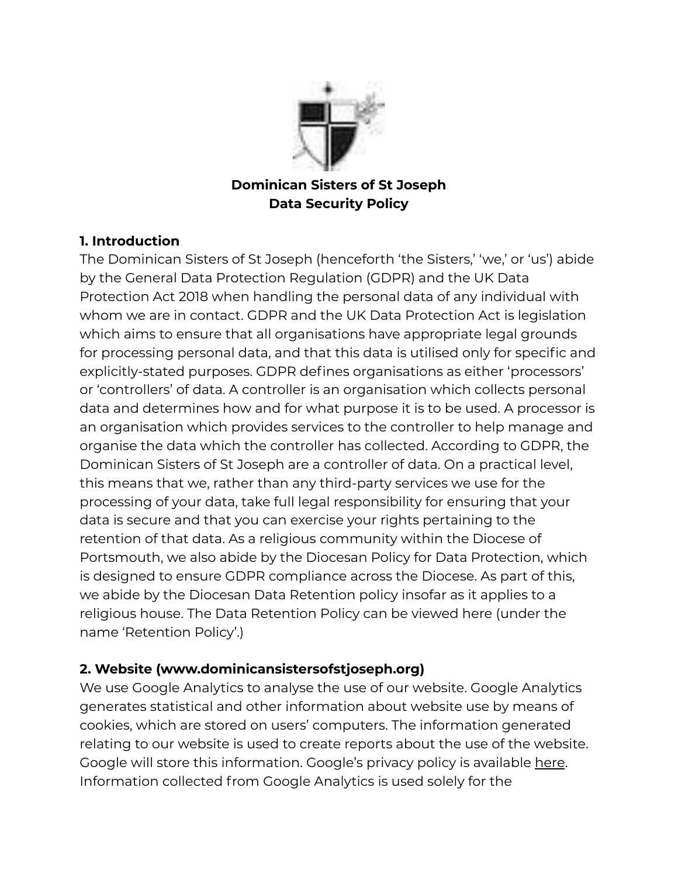**Dominican Sisters of St Joseph**
**Data Security Policy**

## 1. Introduction

The Dominican Sisters of St Joseph (henceforth 'the Sisters,' 'we,' or 'us') abide by the General Data Protection Regulation (GDPR) and the UK Data Protection Act 2018 when handling the personal data of any individual with whom we are in contact. GDPR and the UK Data Protection Act is legislation which aims to ensure that all organisations have appropriate legal grounds for processing personal data, and that this data is utilised only for specific and explicitly-stated purposes. GDPR defines organisations as either 'processors' or 'controllers' of data. A controller is an organisation which collects personal data and determines how and for what purpose it is to be used. A processor is an organisation which provides services to the controller to help manage and organise the data which the controller has collected. According to GDPR, the Dominican Sisters of St Joseph are a controller of data. On a practical level, this means that we, rather than any third-party services we use for the processing of your data, take full legal responsibility for ensuring that your data is secure and that you can exercise your rights pertaining to the retention of that data. As a religious community within the Diocese of Portsmouth, we also abide by the Diocesan Policy for Data Protection, which is designed to ensure GDPR compliance across the Diocese. As part of this, we abide by the Diocesan Data Retention policy insofar as it applies to a religious house. The Data Retention Policy can be viewed here (under the name 'Retention Policy'.)

## 2. Website (www.dominicansistersofstjoseph.org)

We use Google Analytics to analyse the use of our website. Google Analytics generates statistical and other information about website use by means of cookies, which are stored on users' computers. The information generated relating to our website is used to create reports about the use of the website. Google will store this information. Google's privacy policy is available here. Information collected from Google Analytics is used solely for the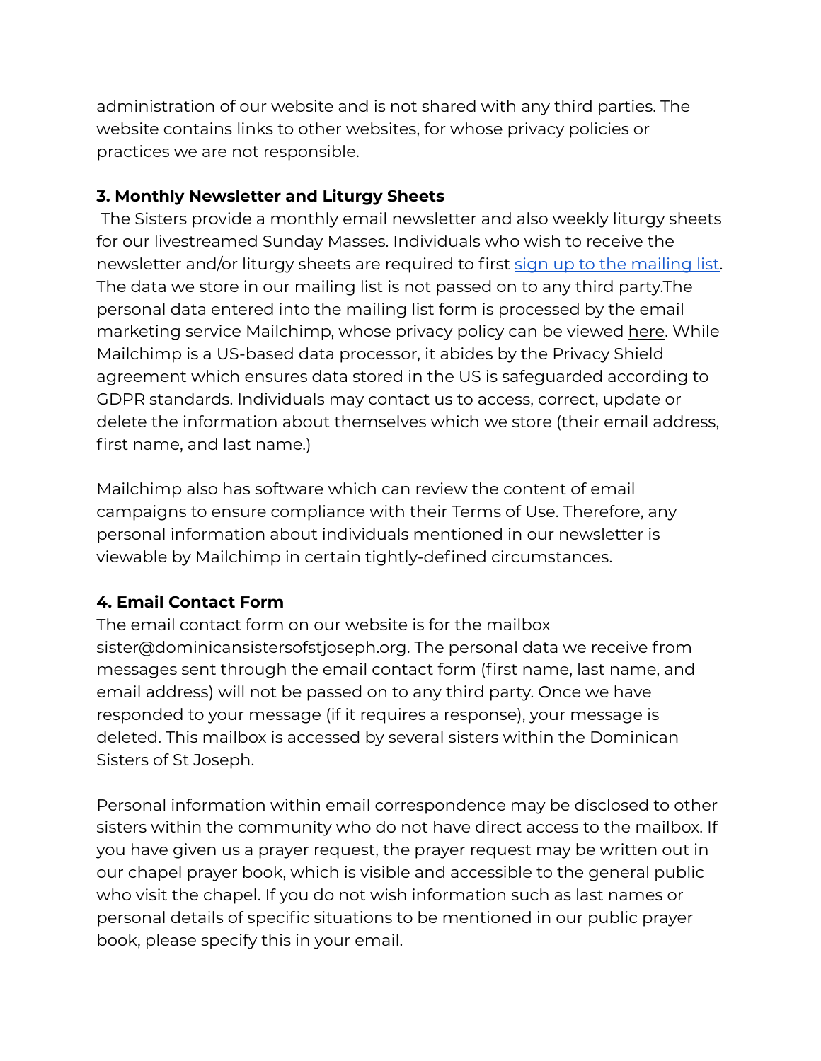administration of our website and is not shared with any third parties. The website contains links to other websites, for whose privacy policies or practices we are not responsible.

**3. Monthly Newsletter and Liturgy Sheets**

The Sisters provide a monthly email newsletter and also weekly liturgy sheets for our livestreamed Sunday Masses. Individuals who wish to receive the newsletter and/or liturgy sheets are required to first sign up to the mailing list. The data we store in our mailing list is not passed on to any third party.The personal data entered into the mailing list form is processed by the email marketing service Mailchimp, whose privacy policy can be viewed here. While Mailchimp is a US-based data processor, it abides by the Privacy Shield agreement which ensures data stored in the US is safeguarded according to GDPR standards. Individuals may contact us to access, correct, update or delete the information about themselves which we store (their email address, first name, and last name.)

Mailchimp also has software which can review the content of email campaigns to ensure compliance with their Terms of Use. Therefore, any personal information about individuals mentioned in our newsletter is viewable by Mailchimp in certain tightly-defined circumstances.

**4. Email Contact Form**

The email contact form on our website is for the mailbox sister@dominicansistersofstjoseph.org. The personal data we receive from messages sent through the email contact form (first name, last name, and email address) will not be passed on to any third party. Once we have responded to your message (if it requires a response), your message is deleted. This mailbox is accessed by several sisters within the Dominican Sisters of St Joseph.

Personal information within email correspondence may be disclosed to other sisters within the community who do not have direct access to the mailbox. If you have given us a prayer request, the prayer request may be written out in our chapel prayer book, which is visible and accessible to the general public who visit the chapel. If you do not wish information such as last names or personal details of specific situations to be mentioned in our public prayer book, please specify this in your email.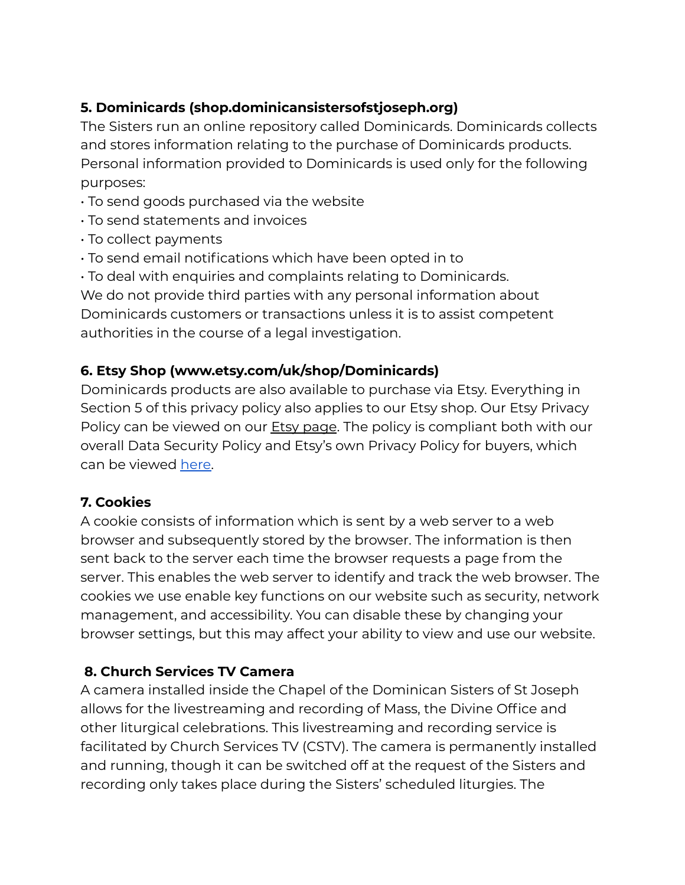**5. Dominicards (shop.dominicansistersofstjoseph.org)**

The Sisters run an online repository called Dominicards. Dominicards collects and stores information relating to the purchase of Dominicards products. Personal information provided to Dominicards is used only for the following purposes:

- To send goods purchased via the website
- To send statements and invoices
- To collect payments
- To send email notifications which have been opted in to
- To deal with enquiries and complaints relating to Dominicards.

We do not provide third parties with any personal information about Dominicards customers or transactions unless it is to assist competent authorities in the course of a legal investigation.

**6. Etsy Shop (www.etsy.com/uk/shop/Dominicards)**

Dominicards products are also available to purchase via Etsy. Everything in Section 5 of this privacy policy also applies to our Etsy shop. Our Etsy Privacy Policy can be viewed on our Etsy page. The policy is compliant both with our overall Data Security Policy and Etsy's own Privacy Policy for buyers, which can be viewed here.

**7. Cookies**

A cookie consists of information which is sent by a web server to a web browser and subsequently stored by the browser. The information is then sent back to the server each time the browser requests a page from the server. This enables the web server to identify and track the web browser. The cookies we use enable key functions on our website such as security, network management, and accessibility. You can disable these by changing your browser settings, but this may affect your ability to view and use our website.

**8. Church Services TV Camera**

A camera installed inside the Chapel of the Dominican Sisters of St Joseph allows for the livestreaming and recording of Mass, the Divine Office and other liturgical celebrations. This livestreaming and recording service is facilitated by Church Services TV (CSTV). The camera is permanently installed and running, though it can be switched off at the request of the Sisters and recording only takes place during the Sisters' scheduled liturgies. The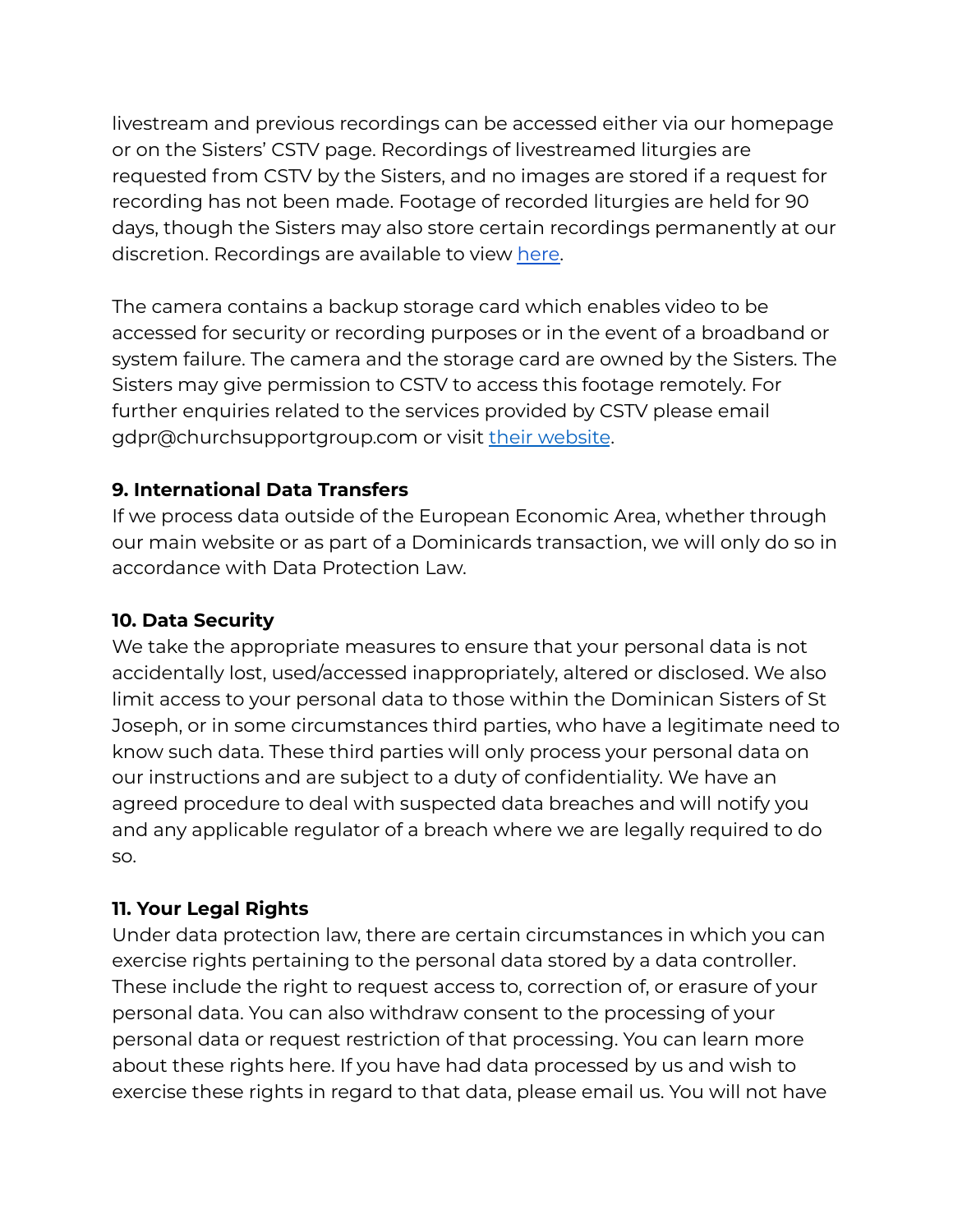livestream and previous recordings can be accessed either via our homepage or on the Sisters' CSTV page. Recordings of livestreamed liturgies are requested from CSTV by the Sisters, and no images are stored if a request for recording has not been made. Footage of recorded liturgies are held for 90 days, though the Sisters may also store certain recordings permanently at our discretion. Recordings are available to view here.

The camera contains a backup storage card which enables video to be accessed for security or recording purposes or in the event of a broadband or system failure. The camera and the storage card are owned by the Sisters. The Sisters may give permission to CSTV to access this footage remotely. For further enquiries related to the services provided by CSTV please email gdpr@churchsupportgroup.com or visit their website.

**9. International Data Transfers**

If we process data outside of the European Economic Area, whether through our main website or as part of a Dominicards transaction, we will only do so in accordance with Data Protection Law.

**10. Data Security**

We take the appropriate measures to ensure that your personal data is not accidentally lost, used/accessed inappropriately, altered or disclosed. We also limit access to your personal data to those within the Dominican Sisters of St Joseph, or in some circumstances third parties, who have a legitimate need to know such data. These third parties will only process your personal data on our instructions and are subject to a duty of confidentiality. We have an agreed procedure to deal with suspected data breaches and will notify you and any applicable regulator of a breach where we are legally required to do so.

**11. Your Legal Rights**

Under data protection law, there are certain circumstances in which you can exercise rights pertaining to the personal data stored by a data controller. These include the right to request access to, correction of, or erasure of your personal data. You can also withdraw consent to the processing of your personal data or request restriction of that processing. You can learn more about these rights here. If you have had data processed by us and wish to exercise these rights in regard to that data, please email us. You will not have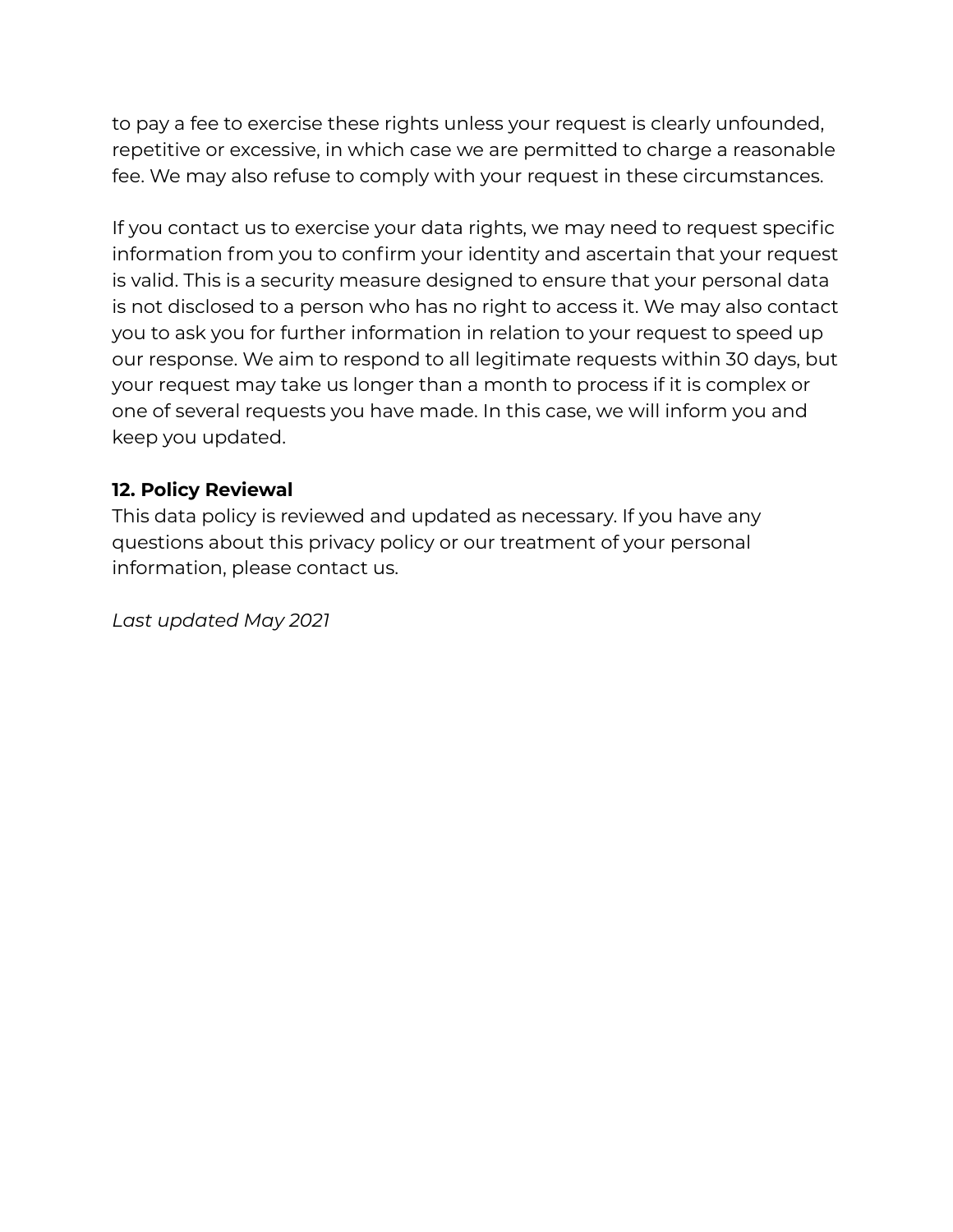to pay a fee to exercise these rights unless your request is clearly unfounded, repetitive or excessive, in which case we are permitted to charge a reasonable fee. We may also refuse to comply with your request in these circumstances.

If you contact us to exercise your data rights, we may need to request specific information from you to confirm your identity and ascertain that your request is valid. This is a security measure designed to ensure that your personal data is not disclosed to a person who has no right to access it. We may also contact you to ask you for further information in relation to your request to speed up our response. We aim to respond to all legitimate requests within 30 days, but your request may take us longer than a month to process if it is complex or one of several requests you have made. In this case, we will inform you and keep you updated.

**12. Policy Reviewal**
This data policy is reviewed and updated as necessary. If you have any questions about this privacy policy or our treatment of your personal information, please contact us.

*Last updated May 2021*